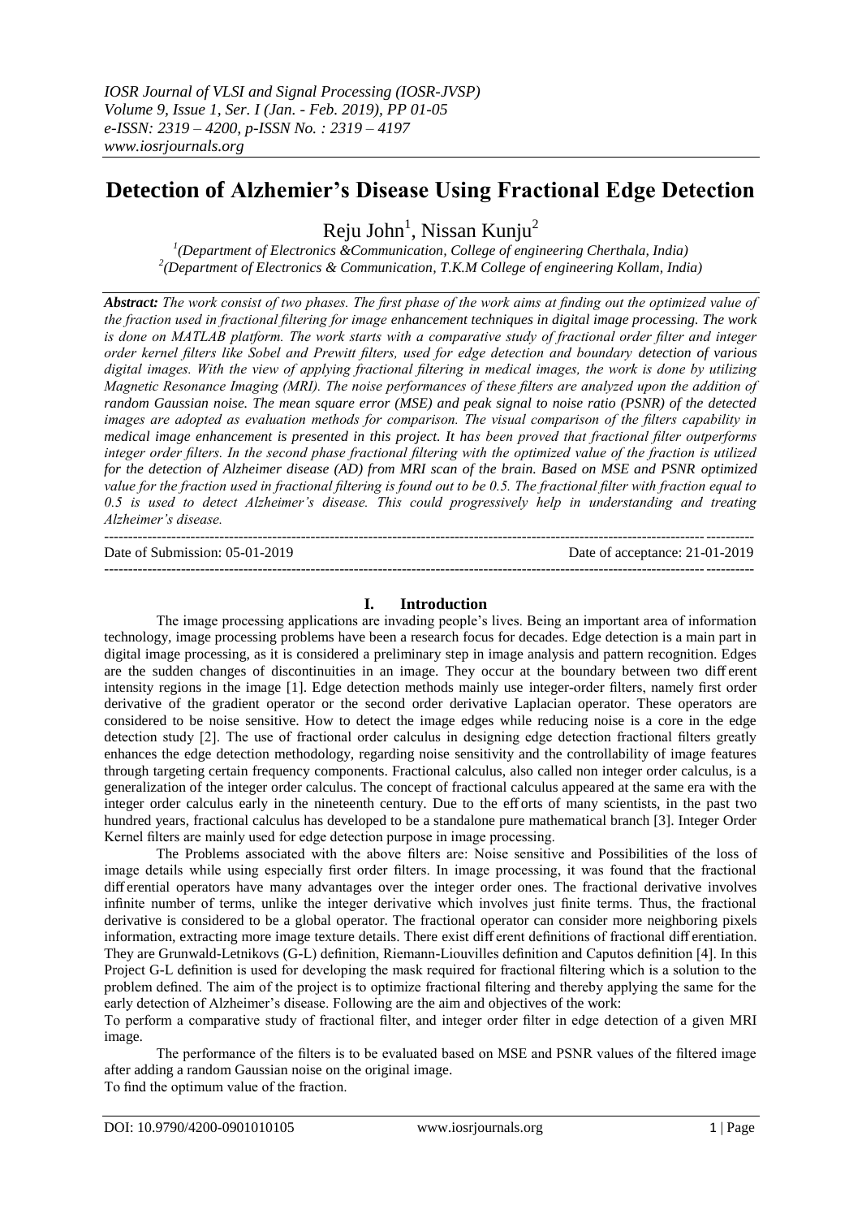# Detection of Alzhemier's Disease Using Fractional Edge Detection

Reju John[1], Nissan Kunju[2]

[1](Department of Electronics &Communication, College of engineering Cherthala, India)
[2](Department of Electronics & Communication, T.K.M College of engineering Kollam, India)

***Abstract:** The work consist of two phases. The first phase of the work aims at finding out the optimized value of the fraction used in fractional filtering for image enhancement techniques in digital image processing. The work is done on MATLAB platform. The work starts with a comparative study of fractional order filter and integer order kernel filters like Sobel and Prewitt filters, used for edge detection and boundary detection of various digital images. With the view of applying fractional filtering in medical images, the work is done by utilizing Magnetic Resonance Imaging (MRI). The noise performances of these filters are analyzed upon the addition of random Gaussian noise. The mean square error (MSE) and peak signal to noise ratio (PSNR) of the detected images are adopted as evaluation methods for comparison. The visual comparison of the filters capability in medical image enhancement is presented in this project. It has been proved that fractional filter outperforms integer order filters. In the second phase fractional filtering with the optimized value of the fraction is utilized for the detection of Alzheimer disease (AD) from MRI scan of the brain. Based on MSE and PSNR optimized value for the fraction used in fractional filtering is found out to be 0.5. The fractional filter with fraction equal to 0.5 is used to detect Alzheimer's disease. This could progressively help in understanding and treating Alzheimer's disease.*

---

Date of Submission: 05-01-2019 Date of acceptance: 21-01-2019

---

## I. Introduction

The image processing applications are invading people's lives. Being an important area of information technology, image processing problems have been a research focus for decades. Edge detection is a main part in digital image processing, as it is considered a preliminary step in image analysis and pattern recognition. Edges are the sudden changes of discontinuities in an image. They occur at the boundary between two different intensity regions in the image [1]. Edge detection methods mainly use integer-order filters, namely first order derivative of the gradient operator or the second order derivative Laplacian operator. These operators are considered to be noise sensitive. How to detect the image edges while reducing noise is a core in the edge detection study [2]. The use of fractional order calculus in designing edge detection fractional filters greatly enhances the edge detection methodology, regarding noise sensitivity and the controllability of image features through targeting certain frequency components. Fractional calculus, also called non integer order calculus, is a generalization of the integer order calculus. The concept of fractional calculus appeared at the same era with the integer order calculus early in the nineteenth century. Due to the efforts of many scientists, in the past two hundred years, fractional calculus has developed to be a standalone pure mathematical branch [3]. Integer Order Kernel filters are mainly used for edge detection purpose in image processing.

The Problems associated with the above filters are: Noise sensitive and Possibilities of the loss of image details while using especially first order filters. In image processing, it was found that the fractional differential operators have many advantages over the integer order ones. The fractional derivative involves infinite number of terms, unlike the integer derivative which involves just finite terms. Thus, the fractional derivative is considered to be a global operator. The fractional operator can consider more neighboring pixels information, extracting more image texture details. There exist different definitions of fractional differentiation. They are Grunwald-Letnikovs (G-L) definition, Riemann-Liouvilles definition and Caputos definition [4]. In this Project G-L definition is used for developing the mask required for fractional filtering which is a solution to the problem defined. The aim of the project is to optimize fractional filtering and thereby applying the same for the early detection of Alzheimer's disease. Following are the aim and objectives of the work:

To perform a comparative study of fractional filter, and integer order filter in edge detection of a given MRI image.

The performance of the filters is to be evaluated based on MSE and PSNR values of the filtered image after adding a random Gaussian noise on the original image.

To find the optimum value of the fraction.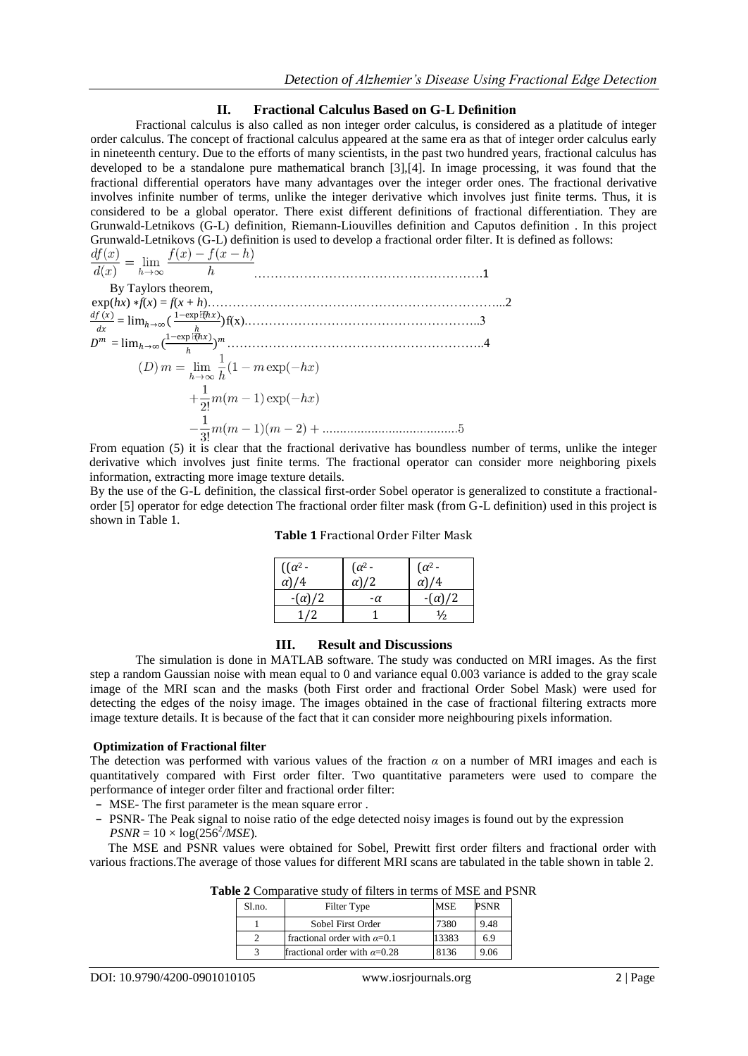## II. Fractional Calculus Based on G-L Definition

Fractional calculus is also called as non integer order calculus, is considered as a platitude of integer order calculus. The concept of fractional calculus appeared at the same era as that of integer order calculus early in nineteenth century. Due to the efforts of many scientists, in the past two hundred years, fractional calculus has developed to be a standalone pure mathematical branch [3],[4]. In image processing, it was found that the fractional differential operators have many advantages over the integer order ones. The fractional derivative involves infinite number of terms, unlike the integer derivative which involves just finite terms. Thus, it is considered to be a global operator. There exist different definitions of fractional differentiation. They are Grunwald-Letnikovs (G-L) definition, Riemann-Liouvilles definition and Caputos definition . In this project Grunwald-Letnikovs (G-L) definition is used to develop a fractional order filter. It is defined as follows:

$$\frac{df(x)}{d(x)} = \lim_{h\to\infty} \frac{f(x) - f(x-h)}{h} \quad \text{……………………………………………………1}$$

By Taylors theorem,

$$\exp(hx) * f(x) = f(x + h) \quad \text{……………………………………………………………...2}$$

$$\frac{df(x)}{dx} = \lim_{h\to\infty} \left(\frac{1-\exp(hx)}{h}\right) f(x) \quad \text{………………………………………………..3}$$

$$D^m = \lim_{h\to\infty} \left(\frac{1-\exp(hx)}{h}\right)^m \quad \text{……………………………………………………..4}$$

$$(D)\, m = \lim_{h\to\infty} \frac{1}{h}(1 - m\exp(-hx) + \frac{1}{2!}m(m-1)\exp(-hx) - \frac{1}{3!}m(m-1)(m-2) + \text{…………………………………5}$$

From equation (5) it is clear that the fractional derivative has boundless number of terms, unlike the integer derivative which involves just finite terms. The fractional operator can consider more neighboring pixels information, extracting more image texture details.

By the use of the G-L definition, the classical first-order Sobel operator is generalized to constitute a fractional-order [5] operator for edge detection The fractional order filter mask (from G-L definition) used in this project is shown in Table 1.

**Table 1** Fractional Order Filter Mask

| | | |
|---|---|---|
| $((\alpha^2 - \alpha)/4$ | $(\alpha^2 - \alpha)/2$ | $(\alpha^2 - \alpha)/4$ |
| $-(\alpha)/2$ | $-\alpha$ | $-(\alpha)/2$ |
| 1/2 | 1 | ½ |

## III. Result and Discussions

The simulation is done in MATLAB software. The study was conducted on MRI images. As the first step a random Gaussian noise with mean equal to 0 and variance equal 0.003 variance is added to the gray scale image of the MRI scan and the masks (both First order and fractional Order Sobel Mask) were used for detecting the edges of the noisy image. The images obtained in the case of fractional filtering extracts more image texture details. It is because of the fact that it can consider more neighbouring pixels information.

**Optimization of Fractional filter**

The detection was performed with various values of the fraction $\alpha$ on a number of MRI images and each is quantitatively compared with First order filter. Two quantitative parameters were used to compare the performance of integer order filter and fractional order filter:

- MSE- The first parameter is the mean square error .
- PSNR- The Peak signal to noise ratio of the edge detected noisy images is found out by the expression $PSNR = 10 \times \log(256^2/MSE)$.

The MSE and PSNR values were obtained for Sobel, Prewitt first order filters and fractional order with various fractions.The average of those values for different MRI scans are tabulated in the table shown in table 2.

**Table 2** Comparative study of filters in terms of MSE and PSNR

| Sl.no. | Filter Type | MSE | PSNR |
|---|---|---|---|
| 1 | Sobel First Order | 7380 | 9.48 |
| 2 | fractional order with $\alpha$=0.1 | 13383 | 6.9 |
| 3 | fractional order with $\alpha$=0.28 | 8136 | 9.06 |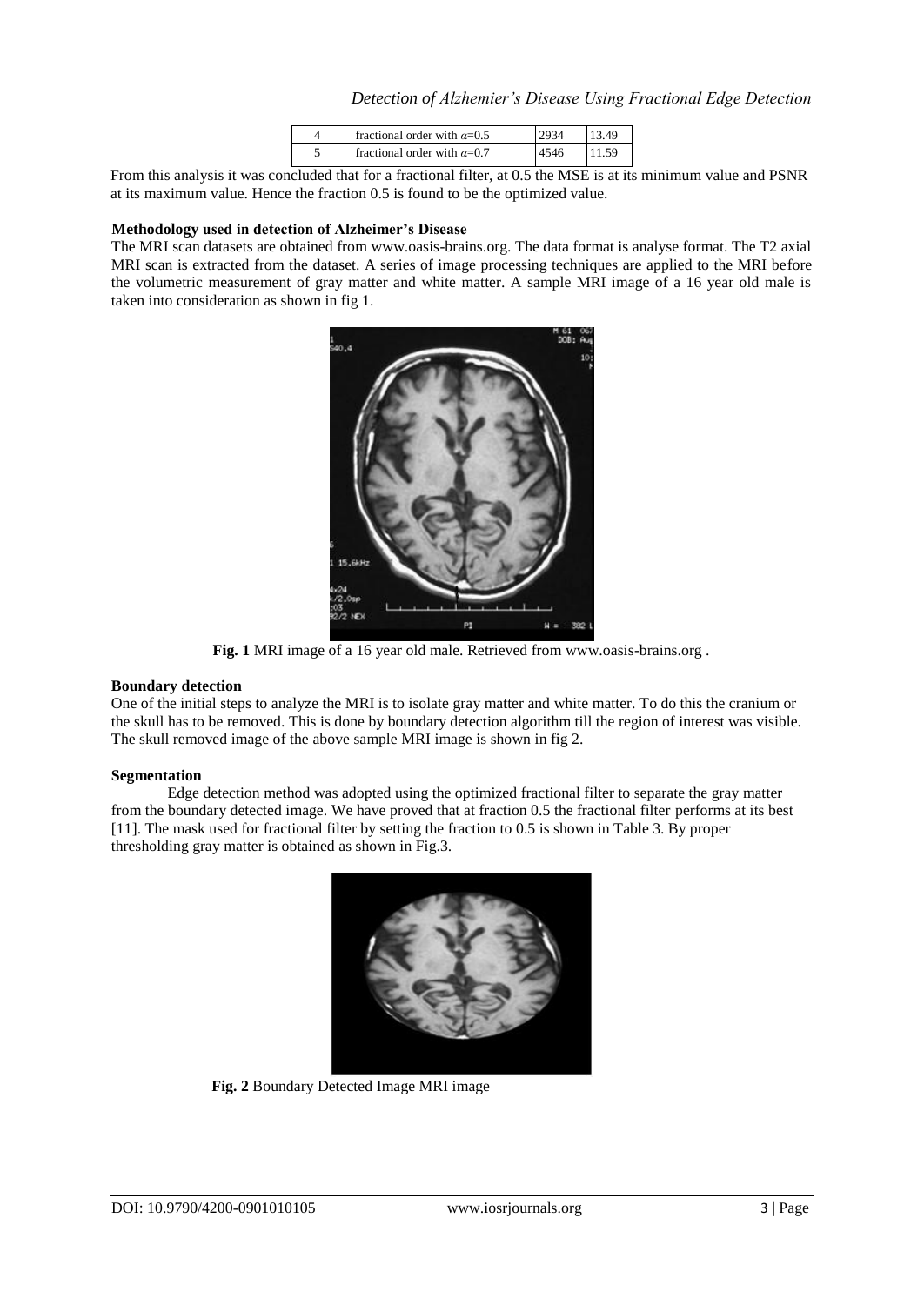| 4 | fractional order with $\alpha$=0.5 | 2934 | 13.49 |
|---|---|---|---|
| 5 | fractional order with $\alpha$=0.7 | 4546 | 11.59 |

From this analysis it was concluded that for a fractional filter, at 0.5 the MSE is at its minimum value and PSNR at its maximum value. Hence the fraction 0.5 is found to be the optimized value.

### Methodology used in detection of Alzheimer's Disease

The MRI scan datasets are obtained from www.oasis-brains.org. The data format is analyse format. The T2 axial MRI scan is extracted from the dataset. A series of image processing techniques are applied to the MRI before the volumetric measurement of gray matter and white matter. A sample MRI image of a 16 year old male is taken into consideration as shown in fig 1.

**Fig. 1** MRI image of a 16 year old male. Retrieved from www.oasis-brains.org .

### Boundary detection

One of the initial steps to analyze the MRI is to isolate gray matter and white matter. To do this the cranium or the skull has to be removed. This is done by boundary detection algorithm till the region of interest was visible. The skull removed image of the above sample MRI image is shown in fig 2.

### Segmentation

Edge detection method was adopted using the optimized fractional filter to separate the gray matter from the boundary detected image. We have proved that at fraction 0.5 the fractional filter performs at its best [11]. The mask used for fractional filter by setting the fraction to 0.5 is shown in Table 3. By proper thresholding gray matter is obtained as shown in Fig.3.

**Fig. 2** Boundary Detected Image MRI image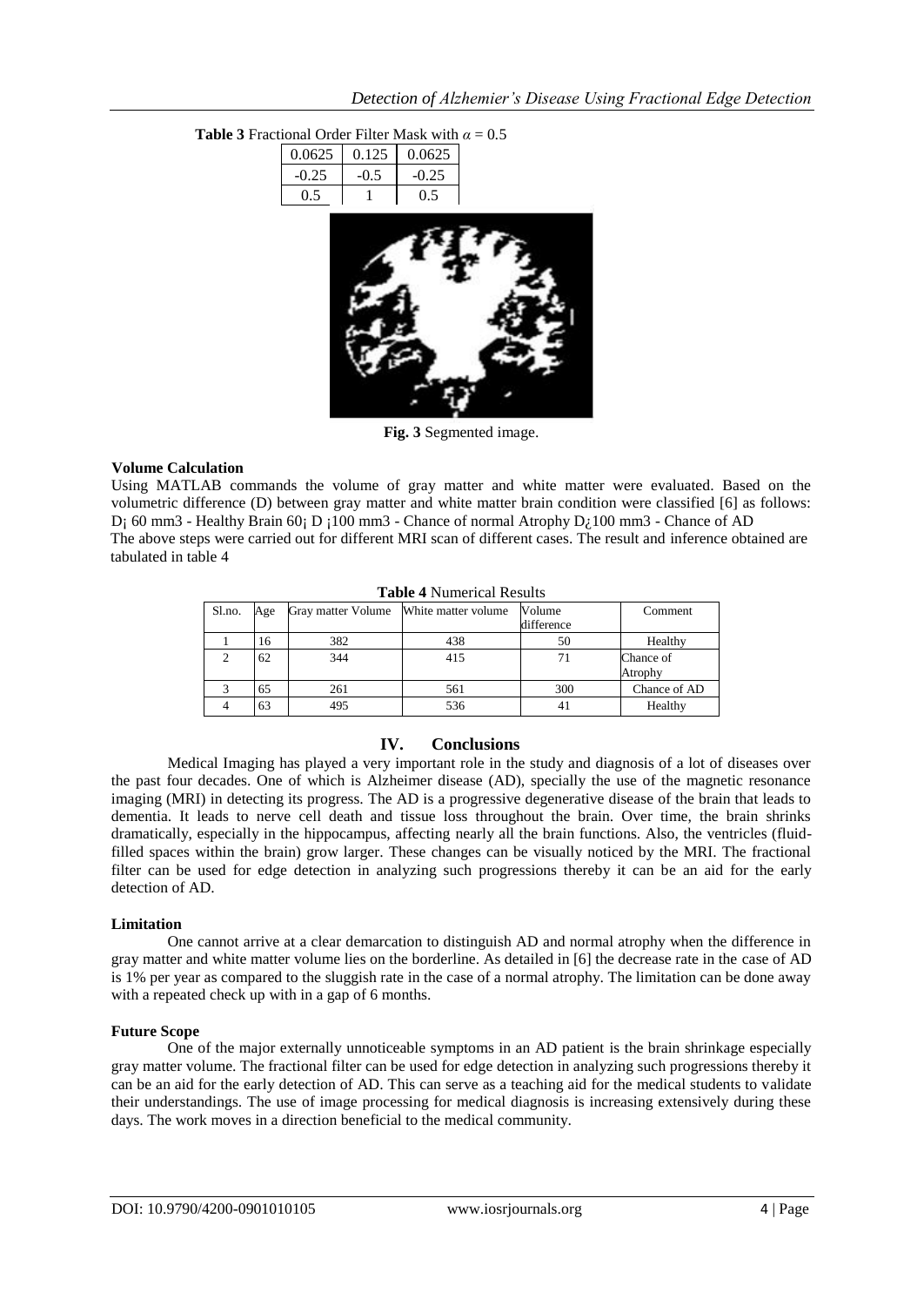**Table 3** Fractional Order Filter Mask with $\alpha = 0.5$

| 0.0625 | 0.125 | 0.0625 |
|---|---|---|
| -0.25 | -0.5 | -0.25 |
| 0.5 | 1 | 0.5 |

**Fig. 3** Segmented image.

### Volume Calculation

Using MATLAB commands the volume of gray matter and white matter were evaluated. Based on the volumetric difference (D) between gray matter and white matter brain condition were classified [6] as follows: D¡ 60 mm3 - Healthy Brain 60¡ D ¡100 mm3 - Chance of normal Atrophy D¿100 mm3 - Chance of AD

The above steps were carried out for different MRI scan of different cases. The result and inference obtained are tabulated in table 4

**Table 4** Numerical Results

| Sl.no. | Age | Gray matter Volume | White matter volume | Volume difference | Comment |
|---|---|---|---|---|---|
| 1 | 16 | 382 | 438 | 50 | Healthy |
| 2 | 62 | 344 | 415 | 71 | Chance of Atrophy |
| 3 | 65 | 261 | 561 | 300 | Chance of AD |
| 4 | 63 | 495 | 536 | 41 | Healthy |

## IV. Conclusions

Medical Imaging has played a very important role in the study and diagnosis of a lot of diseases over the past four decades. One of which is Alzheimer disease (AD), specially the use of the magnetic resonance imaging (MRI) in detecting its progress. The AD is a progressive degenerative disease of the brain that leads to dementia. It leads to nerve cell death and tissue loss throughout the brain. Over time, the brain shrinks dramatically, especially in the hippocampus, affecting nearly all the brain functions. Also, the ventricles (fluid-filled spaces within the brain) grow larger. These changes can be visually noticed by the MRI. The fractional filter can be used for edge detection in analyzing such progressions thereby it can be an aid for the early detection of AD.

### Limitation

One cannot arrive at a clear demarcation to distinguish AD and normal atrophy when the difference in gray matter and white matter volume lies on the borderline. As detailed in [6] the decrease rate in the case of AD is 1% per year as compared to the sluggish rate in the case of a normal atrophy. The limitation can be done away with a repeated check up with in a gap of 6 months.

### Future Scope

One of the major externally unnoticeable symptoms in an AD patient is the brain shrinkage especially gray matter volume. The fractional filter can be used for edge detection in analyzing such progressions thereby it can be an aid for the early detection of AD. This can serve as a teaching aid for the medical students to validate their understandings. The use of image processing for medical diagnosis is increasing extensively during these days. The work moves in a direction beneficial to the medical community.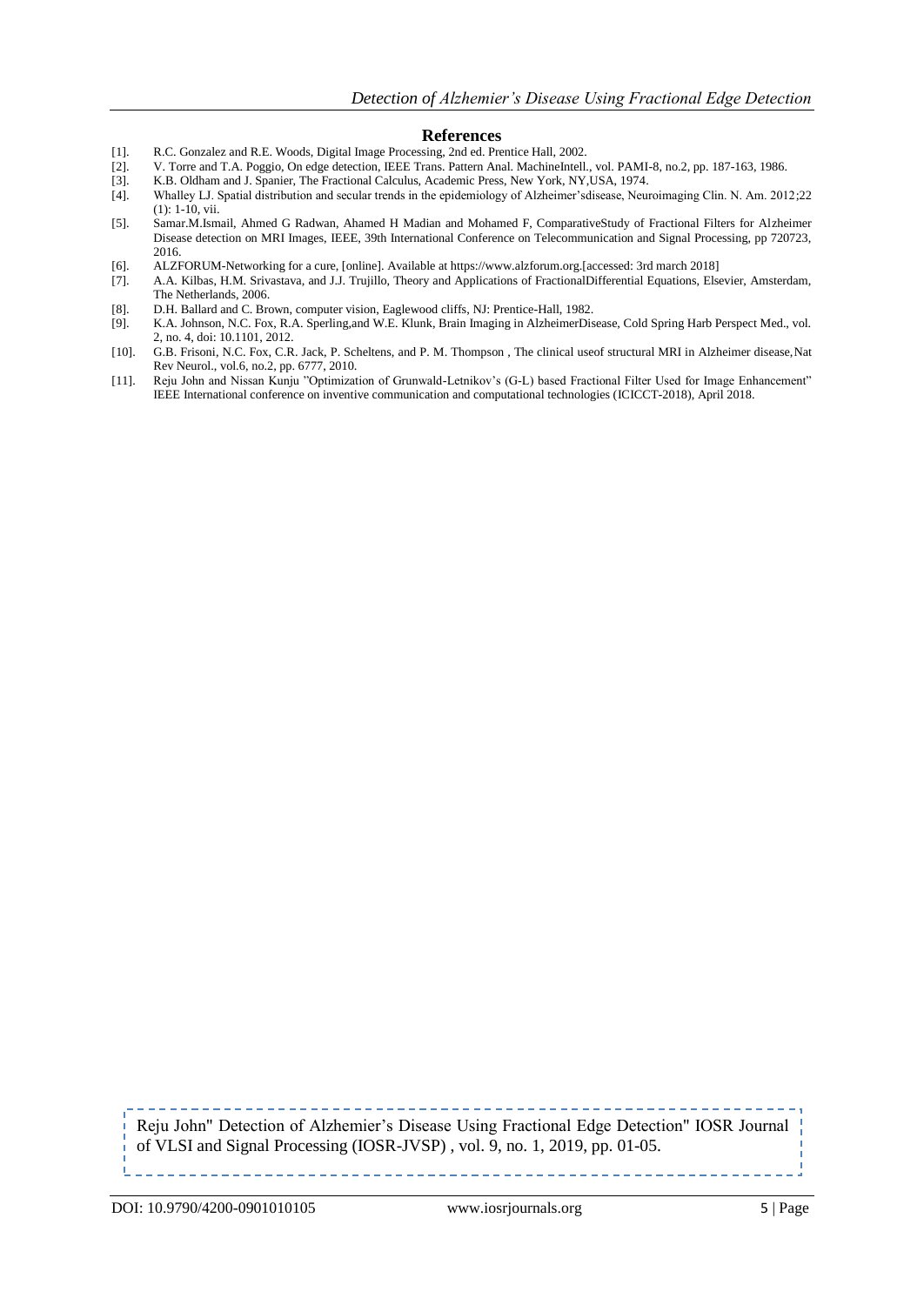## References

[1]. R.C. Gonzalez and R.E. Woods, Digital Image Processing, 2nd ed. Prentice Hall, 2002.
[2]. V. Torre and T.A. Poggio, On edge detection, IEEE Trans. Pattern Anal. MachineIntell., vol. PAMI-8, no.2, pp. 187-163, 1986.
[3]. K.B. Oldham and J. Spanier, The Fractional Calculus, Academic Press, New York, NY,USA, 1974.
[4]. Whalley LJ. Spatial distribution and secular trends in the epidemiology of Alzheimer'sdisease, Neuroimaging Clin. N. Am. 2012;22 (1): 1-10, vii.
[5]. Samar.M.Ismail, Ahmed G Radwan, Ahamed H Madian and Mohamed F, ComparativeStudy of Fractional Filters for Alzheimer Disease detection on MRI Images, IEEE, 39th International Conference on Telecommunication and Signal Processing, pp 720723, 2016.
[6]. ALZFORUM-Networking for a cure, [online]. Available at https://www.alzforum.org.[accessed: 3rd march 2018]
[7]. A.A. Kilbas, H.M. Srivastava, and J.J. Trujillo, Theory and Applications of FractionalDifferential Equations, Elsevier, Amsterdam, The Netherlands, 2006.
[8]. D.H. Ballard and C. Brown, computer vision, Eaglewood cliffs, NJ: Prentice-Hall, 1982.
[9]. K.A. Johnson, N.C. Fox, R.A. Sperling,and W.E. Klunk, Brain Imaging in AlzheimerDisease, Cold Spring Harb Perspect Med., vol. 2, no. 4, doi: 10.1101, 2012.
[10]. G.B. Frisoni, N.C. Fox, C.R. Jack, P. Scheltens, and P. M. Thompson , The clinical useof structural MRI in Alzheimer disease,Nat Rev Neurol., vol.6, no.2, pp. 6777, 2010.
[11]. Reju John and Nissan Kunju "Optimization of Grunwald-Letnikov's (G-L) based Fractional Filter Used for Image Enhancement" IEEE International conference on inventive communication and computational technologies (ICICCT-2018), April 2018.

Reju John" Detection of Alzhemier's Disease Using Fractional Edge Detection" IOSR Journal of VLSI and Signal Processing (IOSR-JVSP) , vol. 9, no. 1, 2019, pp. 01-05.